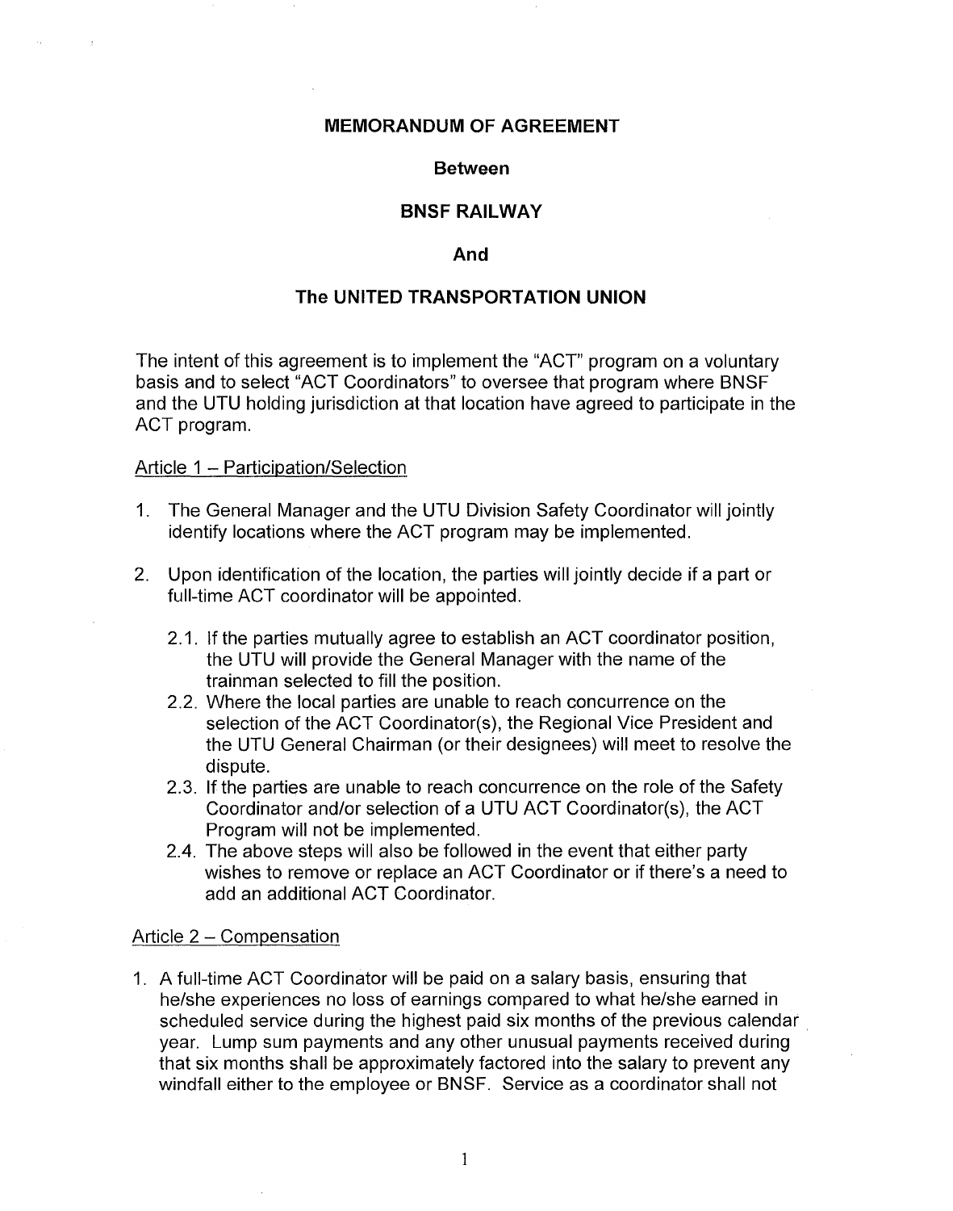# MEMORANDUM OF AGREEMENT

## Between

## BNSF RAILWAY

## And

## The UNITED TRANSPORTATION UNION

The intent of this agreement is to implement the "ACT" program on a voluntary basis and to select "ACT Coordinators" to oversee that program where BNSF and the UTU holding jurisdiction at that location have agreed to participate in the ACT program.

Article 1 – Participation/Selection

1. The General Manager and the UTU Division Safety Coordinator will jointly identify locations where the ACT program may be implemented.

2. Upon identification of the location, the parties will jointly decide if a part or full-time ACT coordinator will be appointed.

   2.1. If the parties mutually agree to establish an ACT coordinator position, the UTU will provide the General Manager with the name of the trainman selected to fill the position.

   2.2. Where the local parties are unable to reach concurrence on the selection of the ACT Coordinator(s), the Regional Vice President and the UTU General Chairman (or their designees) will meet to resolve the dispute.

   2.3. If the parties are unable to reach concurrence on the role of the Safety Coordinator and/or selection of a UTU ACT Coordinator(s), the ACT Program will not be implemented.

   2.4. The above steps will also be followed in the event that either party wishes to remove or replace an ACT Coordinator or if there's a need to add an additional ACT Coordinator.

Article 2 – Compensation

1. A full-time ACT Coordinator will be paid on a salary basis, ensuring that he/she experiences no loss of earnings compared to what he/she earned in scheduled service during the highest paid six months of the previous calendar year. Lump sum payments and any other unusual payments received during that six months shall be approximately factored into the salary to prevent any windfall either to the employee or BNSF. Service as a coordinator shall not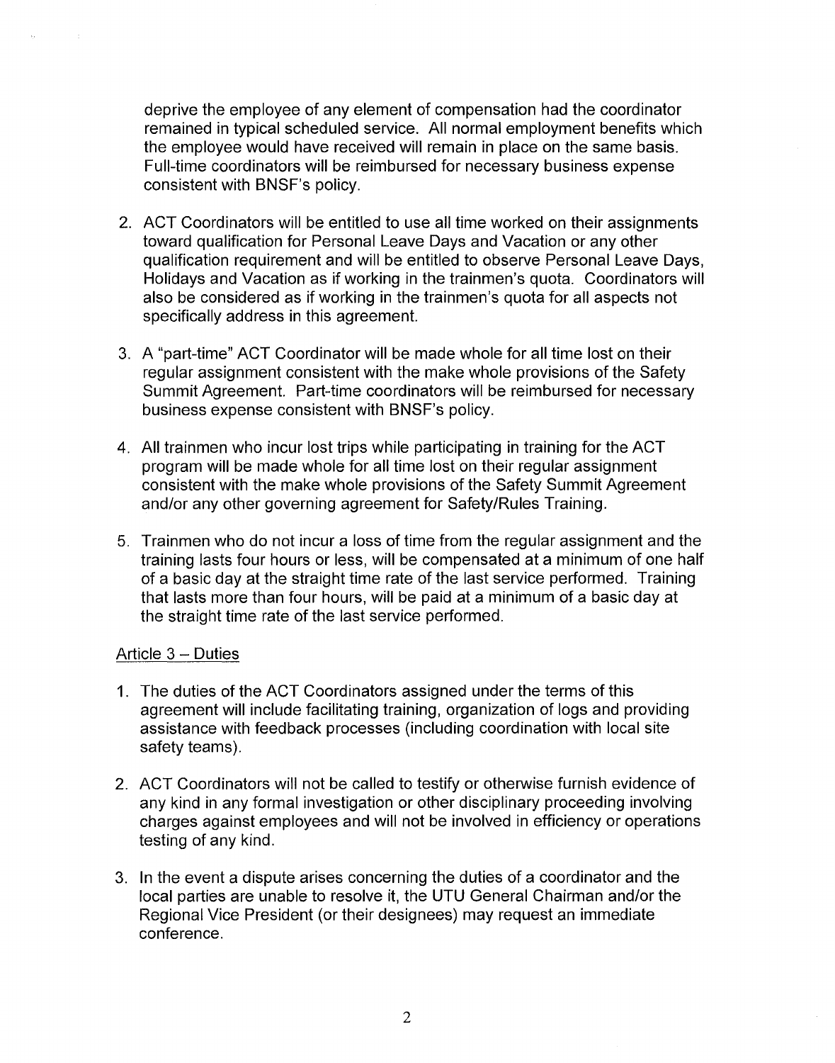deprive the employee of any element of compensation had the coordinator remained in typical scheduled service. All normal employment benefits which the employee would have received will remain in place on the same basis. Full-time coordinators will be reimbursed for necessary business expense consistent with BNSF's policy.

2. ACT Coordinators will be entitled to use all time worked on their assignments toward qualification for Personal Leave Days and Vacation or any other qualification requirement and will be entitled to observe Personal Leave Days, Holidays and Vacation as if working in the trainmen's quota. Coordinators will also be considered as if working in the trainmen's quota for all aspects not specifically address in this agreement.

3. A "part-time" ACT Coordinator will be made whole for all time lost on their regular assignment consistent with the make whole provisions of the Safety Summit Agreement. Part-time coordinators will be reimbursed for necessary business expense consistent with BNSF's policy.

4. All trainmen who incur lost trips while participating in training for the ACT program will be made whole for all time lost on their regular assignment consistent with the make whole provisions of the Safety Summit Agreement and/or any other governing agreement for Safety/Rules Training.

5. Trainmen who do not incur a loss of time from the regular assignment and the training lasts four hours or less, will be compensated at a minimum of one half of a basic day at the straight time rate of the last service performed. Training that lasts more than four hours, will be paid at a minimum of a basic day at the straight time rate of the last service performed.

Article 3 – Duties

1. The duties of the ACT Coordinators assigned under the terms of this agreement will include facilitating training, organization of logs and providing assistance with feedback processes (including coordination with local site safety teams).

2. ACT Coordinators will not be called to testify or otherwise furnish evidence of any kind in any formal investigation or other disciplinary proceeding involving charges against employees and will not be involved in efficiency or operations testing of any kind.

3. In the event a dispute arises concerning the duties of a coordinator and the local parties are unable to resolve it, the UTU General Chairman and/or the Regional Vice President (or their designees) may request an immediate conference.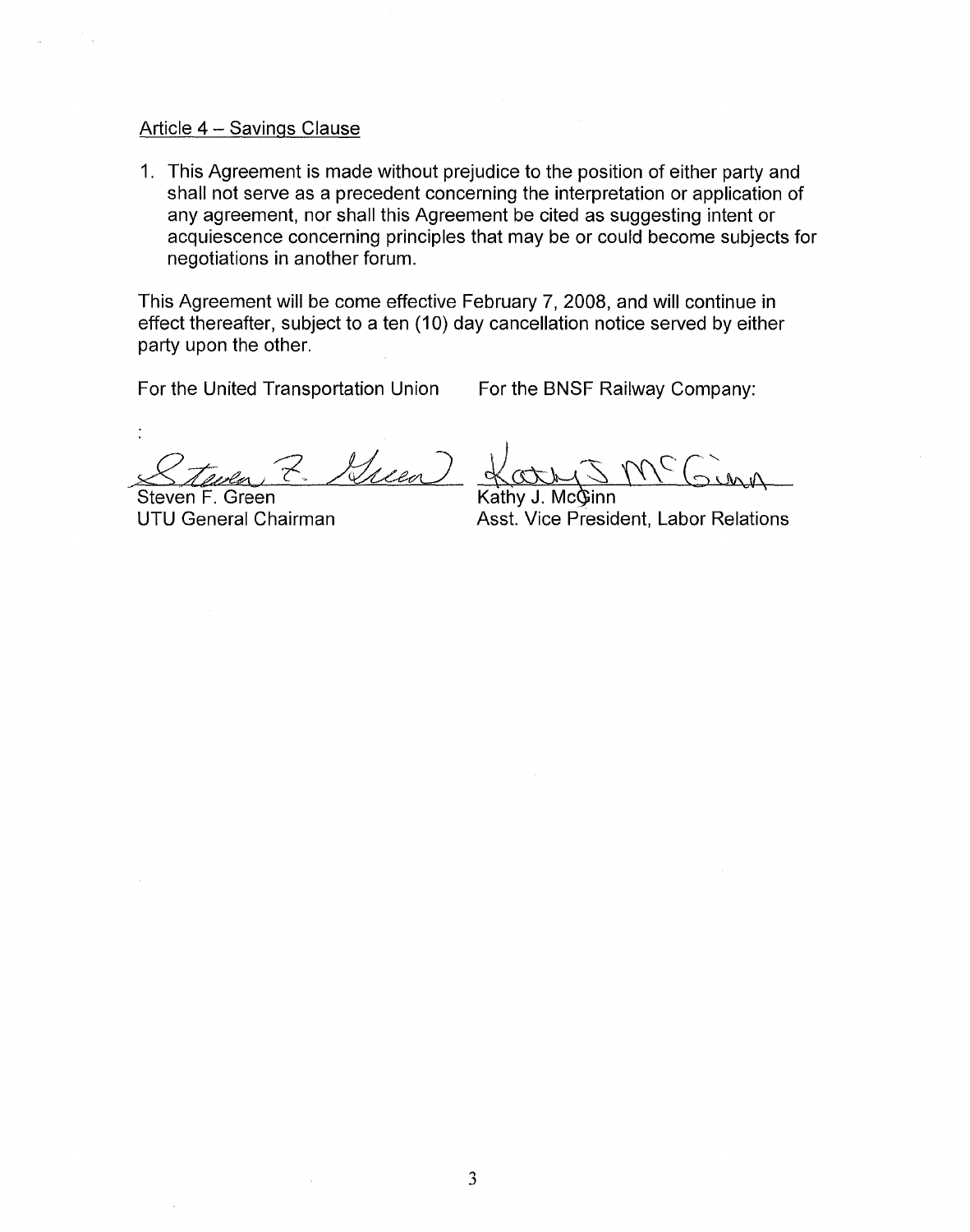<u>Article 4 – Savings Clause</u>

1. This Agreement is made without prejudice to the position of either party and shall not serve as a precedent concerning the interpretation or application of any agreement, nor shall this Agreement be cited as suggesting intent or acquiescence concerning principles that may be or could become subjects for negotiations in another forum.

This Agreement will be come effective February 7, 2008, and will continue in effect thereafter, subject to a ten (10) day cancellation notice served by either party upon the other.

| For the United Transportation Union | For the BNSF Railway Company: |
| --- | --- |
| Steven F. Green | Kathy J. McGinn |
| UTU General Chairman | Asst. Vice President, Labor Relations |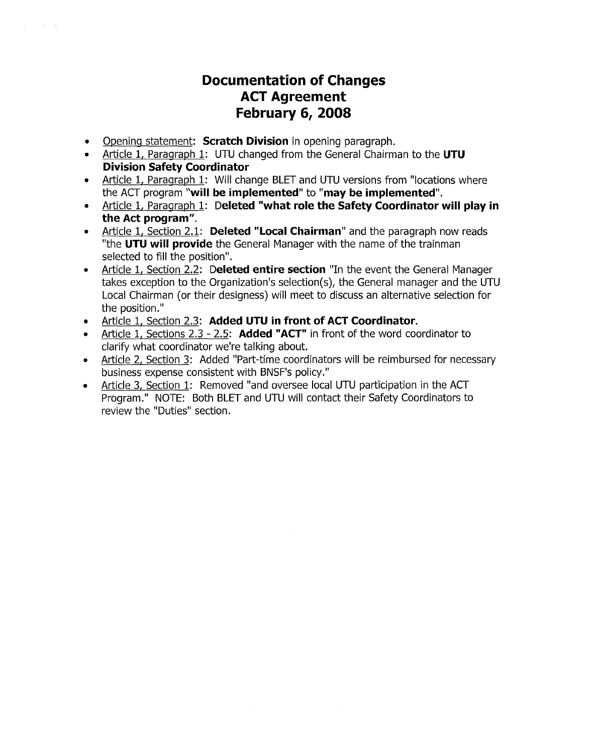# Documentation of Changes
# ACT Agreement
# February 6, 2008

- Opening statement: **Scratch Division** in opening paragraph.
- Article 1, Paragraph 1: UTU changed from the General Chairman to the **UTU Division Safety Coordinator**
- Article 1, Paragraph 1: Will change BLET and UTU versions from "locations where the ACT program "**will be implemented**" to "**may be implemented**".
- Article 1, Paragraph 1: D**eleted "what role the Safety Coordinator will play in the Act program"**.
- Article 1, Section 2.1: **Deleted "Local Chairman**" and the paragraph now reads "the **UTU will provide** the General Manager with the name of the trainman selected to fill the position".
- Article 1, Section 2.2: D**eleted entire section** "In the event the General Manager takes exception to the Organization's selection(s), the General manager and the UTU Local Chairman (or their designess) will meet to discuss an alternative selection for the position."
- Article 1, Section 2.3: **Added UTU in front of ACT Coordinator.**
- Article 1, Sections 2.3 - 2.5: **Added "ACT"** in front of the word coordinator to clarify what coordinator we're talking about.
- Article 2, Section 3: Added "Part-time coordinators will be reimbursed for necessary business expense consistent with BNSF's policy."
- Article 3, Section 1: Removed "and oversee local UTU participation in the ACT Program." NOTE: Both BLET and UTU will contact their Safety Coordinators to review the "Duties" section.